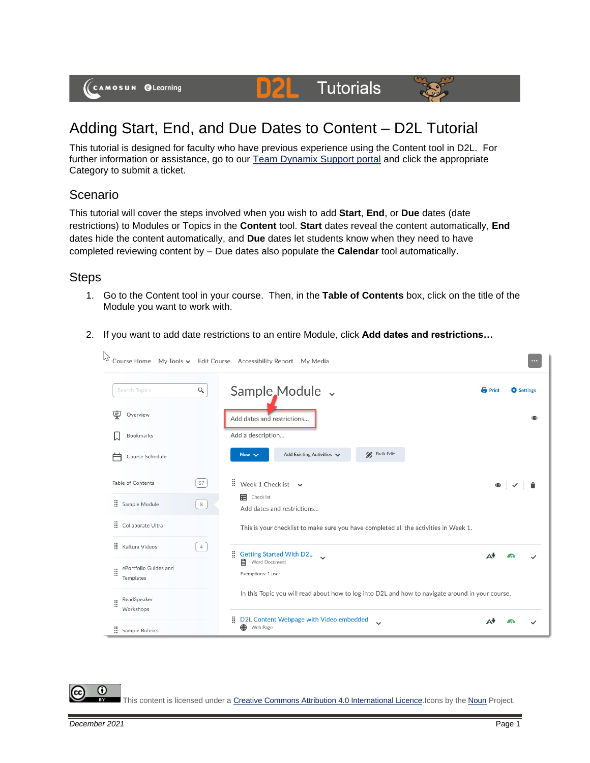# Adding Start, End, and Due Dates to Content – D2L Tutorial

This tutorial is designed for faculty who have previous experience using the Content tool in D2L. For further information or assistance, go to our Team Dynamix Support portal and click the appropriate Category to submit a ticket.

## Scenario

This tutorial will cover the steps involved when you wish to add **Start**, **End**, or **Due** dates (date restrictions) to Modules or Topics in the **Content** tool. **Start** dates reveal the content automatically, **End** dates hide the content automatically, and **Due** dates let students know when they need to have completed reviewing content by – Due dates also populate the **Calendar** tool automatically.

## Steps

1. Go to the Content tool in your course. Then, in the **Table of Contents** box, click on the title of the Module you want to work with.

2. If you want to add date restrictions to an entire Module, click **Add dates and restrictions…**

This content is licensed under a Creative Commons Attribution 4.0 International Licence. Icons by the Noun Project.

December 2021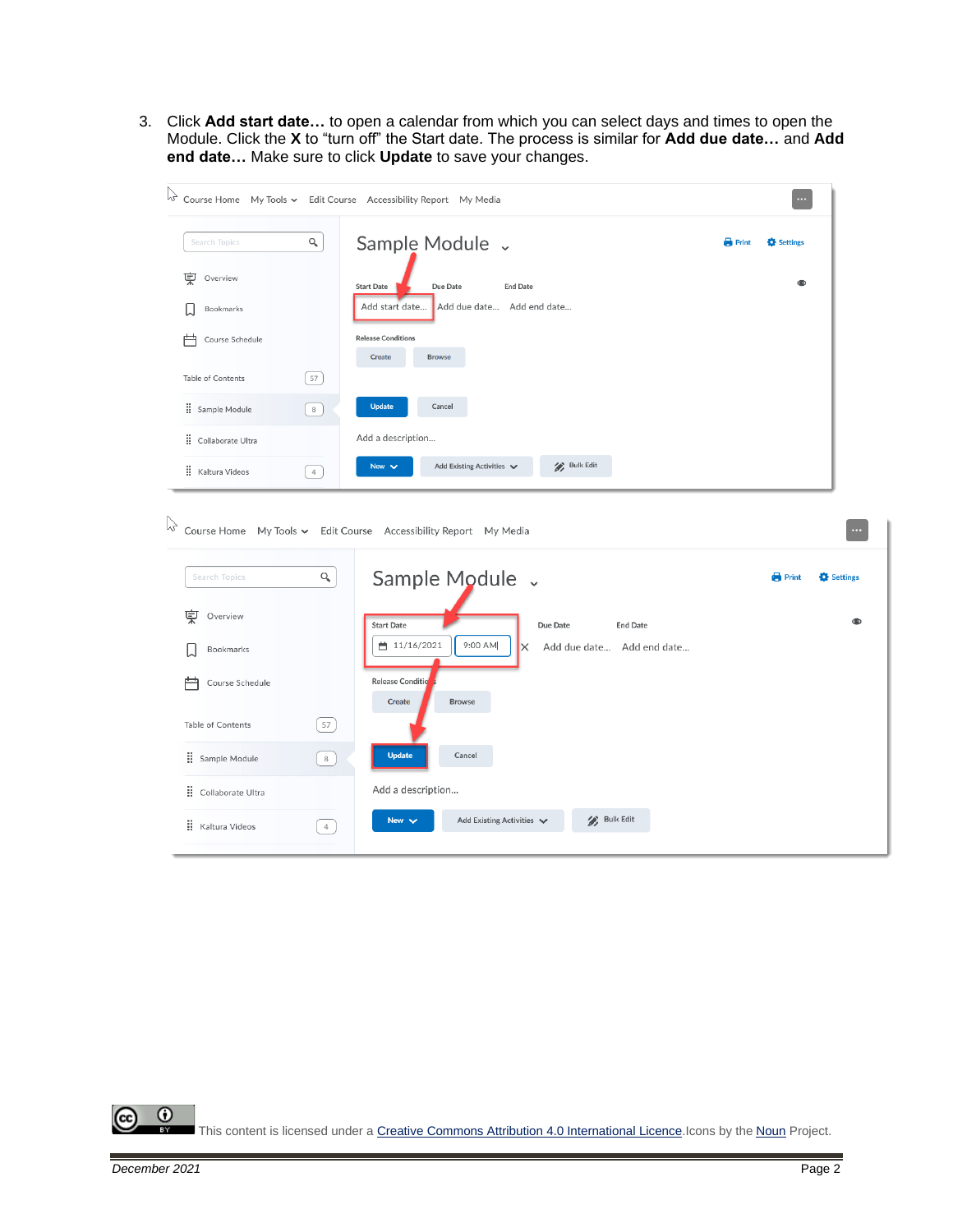3. Click **Add start date…** to open a calendar from which you can select days and times to open the Module. Click the **X** to "turn off" the Start date. The process is similar for **Add due date…** and **Add end date…** Make sure to click **Update** to save your changes.

This content is licensed under a [Creative Commons Attribution 4.0 International Licence](). Icons by the [Noun]() Project.

*December 2021*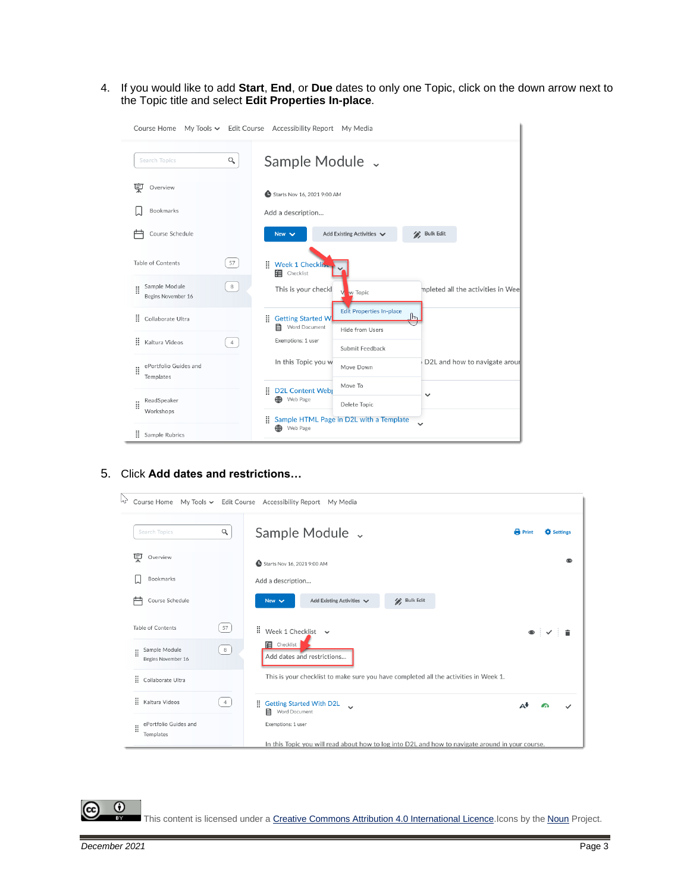4. If you would like to add **Start**, **End**, or **Due** dates to only one Topic, click on the down arrow next to the Topic title and select **Edit Properties In-place**.

5. Click **Add dates and restrictions…**

This content is licensed under a Creative Commons Attribution 4.0 International Licence. Icons by the Noun Project.

December 2021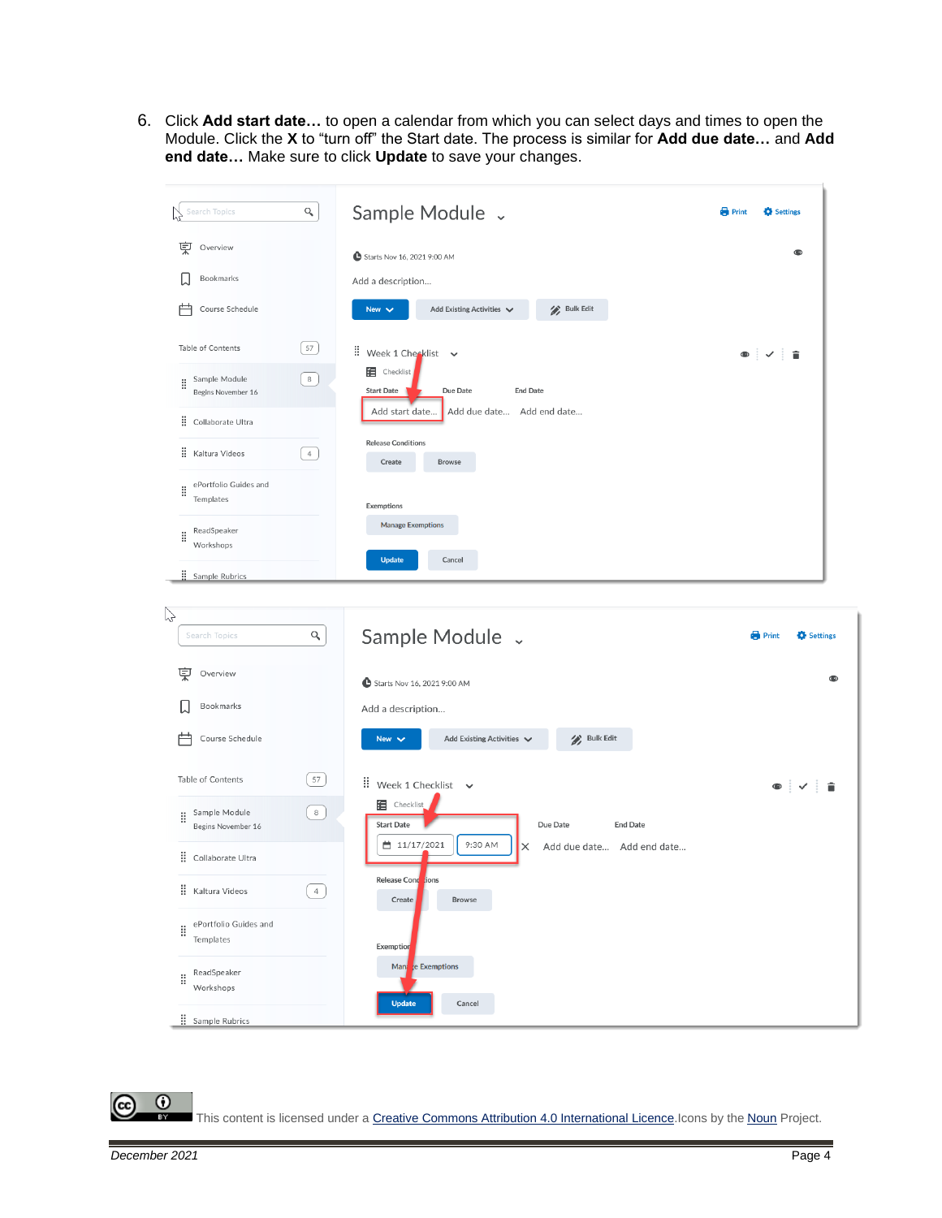6. Click **Add start date…** to open a calendar from which you can select days and times to open the Module. Click the **X** to "turn off" the Start date. The process is similar for **Add due date…** and **Add end date…** Make sure to click **Update** to save your changes.

This content is licensed under a [Creative Commons Attribution 4.0 International Licence](). Icons by the [Noun]() Project.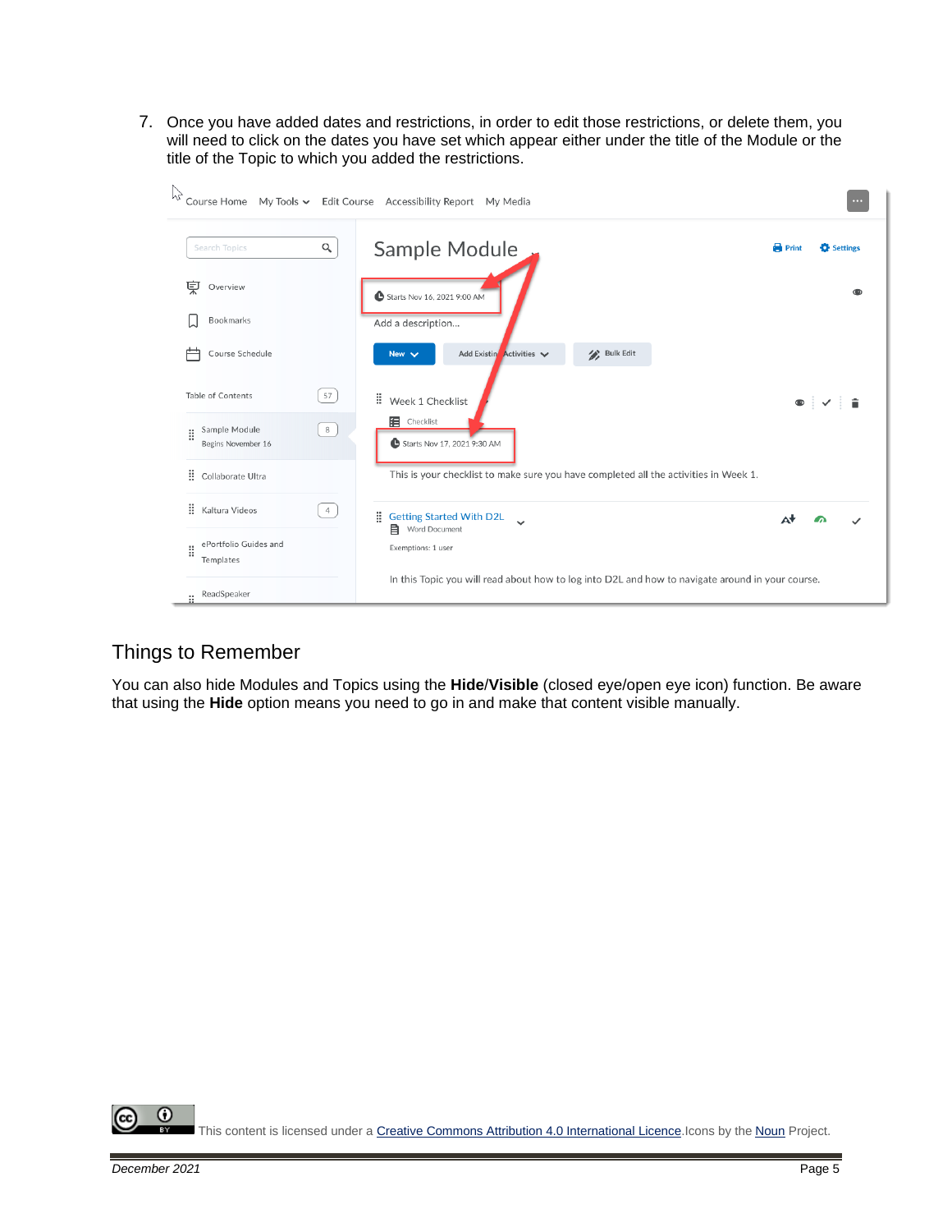7. Once you have added dates and restrictions, in order to edit those restrictions, or delete them, you will need to click on the dates you have set which appear either under the title of the Module or the title of the Topic to which you added the restrictions.

## Things to Remember

You can also hide Modules and Topics using the **Hide/Visible** (closed eye/open eye icon) function. Be aware that using the **Hide** option means you need to go in and make that content visible manually.

This content is licensed under a Creative Commons Attribution 4.0 International Licence. Icons by the Noun Project.